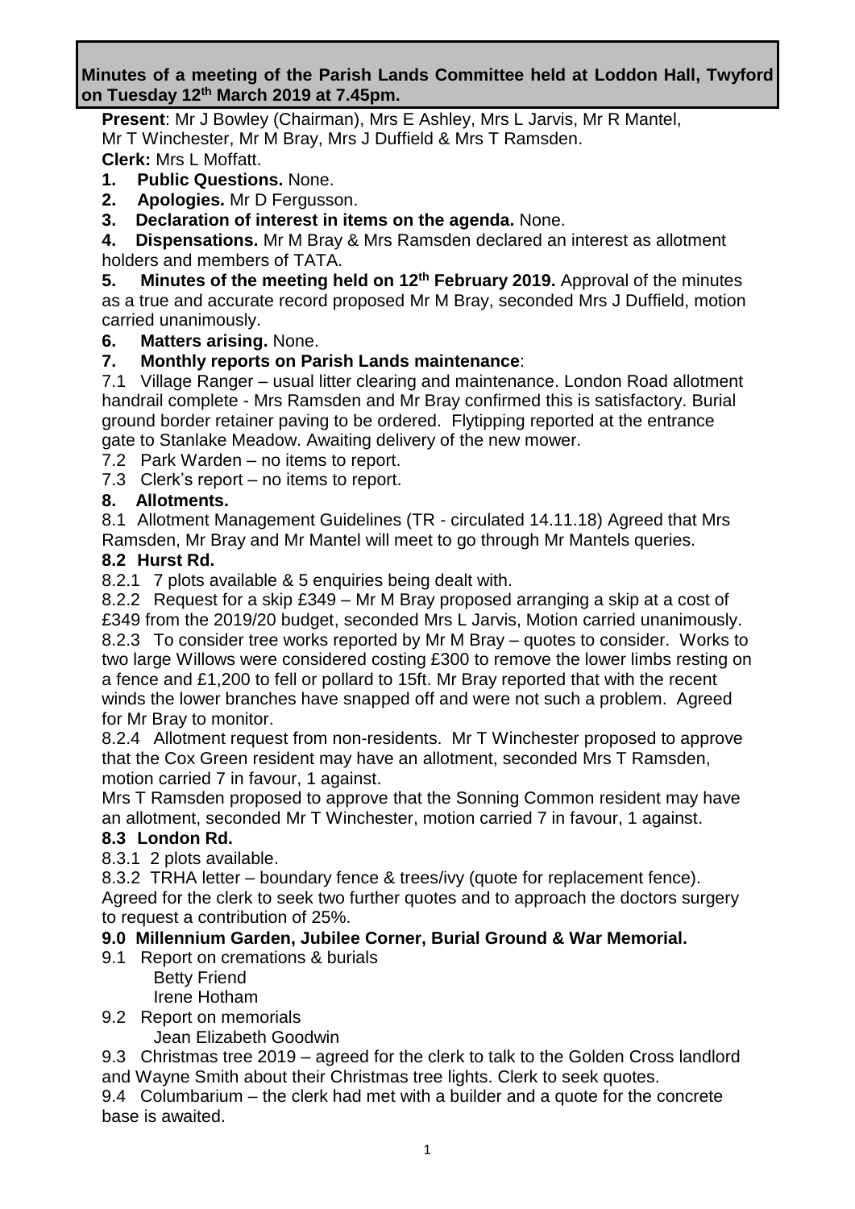**Minutes of a meeting of the Parish Lands Committee held at Loddon Hall, Twyford on Tuesday 12th March 2019 at 7.45pm.**

**Present**: Mr J Bowley (Chairman), Mrs E Ashley, Mrs L Jarvis, Mr R Mantel, Mr T Winchester, Mr M Bray, Mrs J Duffield & Mrs T Ramsden.
**Clerk:** Mrs L Moffatt.

1. **Public Questions.** None.
2. **Apologies.** Mr D Fergusson.
3. **Declaration of interest in items on the agenda.** None.
4. **Dispensations.** Mr M Bray & Mrs Ramsden declared an interest as allotment holders and members of TATA.
5. **Minutes of the meeting held on 12th February 2019.** Approval of the minutes as a true and accurate record proposed Mr M Bray, seconded Mrs J Duffield, motion carried unanimously.
6. **Matters arising.** None.
7. **Monthly reports on Parish Lands maintenance**:

7.1 Village Ranger – usual litter clearing and maintenance. London Road allotment handrail complete - Mrs Ramsden and Mr Bray confirmed this is satisfactory. Burial ground border retainer paving to be ordered. Flytipping reported at the entrance gate to Stanlake Meadow. Awaiting delivery of the new mower.

7.2 Park Warden – no items to report.

7.3 Clerk's report – no items to report.

8. **Allotments.**

8.1 Allotment Management Guidelines (TR - circulated 14.11.18) Agreed that Mrs Ramsden, Mr Bray and Mr Mantel will meet to go through Mr Mantels queries.

**8.2 Hurst Rd.**

8.2.1 7 plots available & 5 enquiries being dealt with.

8.2.2 Request for a skip £349 – Mr M Bray proposed arranging a skip at a cost of £349 from the 2019/20 budget, seconded Mrs L Jarvis, Motion carried unanimously.

8.2.3 To consider tree works reported by Mr M Bray – quotes to consider. Works to two large Willows were considered costing £300 to remove the lower limbs resting on a fence and £1,200 to fell or pollard to 15ft. Mr Bray reported that with the recent winds the lower branches have snapped off and were not such a problem. Agreed for Mr Bray to monitor.

8.2.4 Allotment request from non-residents. Mr T Winchester proposed to approve that the Cox Green resident may have an allotment, seconded Mrs T Ramsden, motion carried 7 in favour, 1 against.

Mrs T Ramsden proposed to approve that the Sonning Common resident may have an allotment, seconded Mr T Winchester, motion carried 7 in favour, 1 against.

**8.3 London Rd.**

8.3.1 2 plots available.

8.3.2 TRHA letter – boundary fence & trees/ivy (quote for replacement fence). Agreed for the clerk to seek two further quotes and to approach the doctors surgery to request a contribution of 25%.

**9.0 Millennium Garden, Jubilee Corner, Burial Ground & War Memorial.**

9.1 Report on cremations & burials
   Betty Friend
   Irene Hotham

9.2 Report on memorials
   Jean Elizabeth Goodwin

9.3 Christmas tree 2019 – agreed for the clerk to talk to the Golden Cross landlord and Wayne Smith about their Christmas tree lights. Clerk to seek quotes.

9.4 Columbarium – the clerk had met with a builder and a quote for the concrete base is awaited.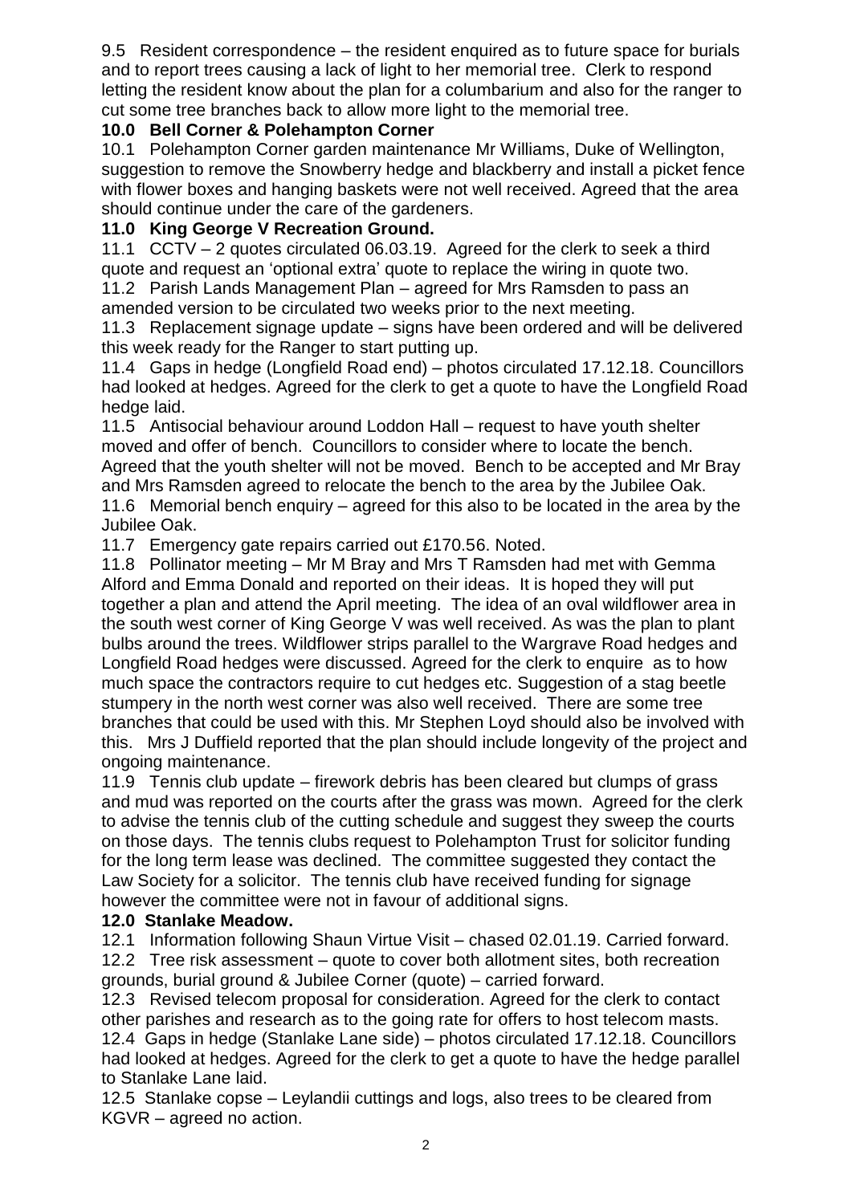9.5 Resident correspondence – the resident enquired as to future space for burials and to report trees causing a lack of light to her memorial tree. Clerk to respond letting the resident know about the plan for a columbarium and also for the ranger to cut some tree branches back to allow more light to the memorial tree.

**10.0 Bell Corner & Polehampton Corner**

10.1 Polehampton Corner garden maintenance Mr Williams, Duke of Wellington, suggestion to remove the Snowberry hedge and blackberry and install a picket fence with flower boxes and hanging baskets were not well received. Agreed that the area should continue under the care of the gardeners.

**11.0 King George V Recreation Ground.**

11.1 CCTV – 2 quotes circulated 06.03.19. Agreed for the clerk to seek a third quote and request an 'optional extra' quote to replace the wiring in quote two.

11.2 Parish Lands Management Plan – agreed for Mrs Ramsden to pass an amended version to be circulated two weeks prior to the next meeting.

11.3 Replacement signage update – signs have been ordered and will be delivered this week ready for the Ranger to start putting up.

11.4 Gaps in hedge (Longfield Road end) – photos circulated 17.12.18. Councillors had looked at hedges. Agreed for the clerk to get a quote to have the Longfield Road hedge laid.

11.5 Antisocial behaviour around Loddon Hall – request to have youth shelter moved and offer of bench. Councillors to consider where to locate the bench. Agreed that the youth shelter will not be moved. Bench to be accepted and Mr Bray and Mrs Ramsden agreed to relocate the bench to the area by the Jubilee Oak.

11.6 Memorial bench enquiry – agreed for this also to be located in the area by the Jubilee Oak.

11.7 Emergency gate repairs carried out £170.56. Noted.

11.8 Pollinator meeting – Mr M Bray and Mrs T Ramsden had met with Gemma Alford and Emma Donald and reported on their ideas. It is hoped they will put together a plan and attend the April meeting. The idea of an oval wildflower area in the south west corner of King George V was well received. As was the plan to plant bulbs around the trees. Wildflower strips parallel to the Wargrave Road hedges and Longfield Road hedges were discussed. Agreed for the clerk to enquire as to how much space the contractors require to cut hedges etc. Suggestion of a stag beetle stumpery in the north west corner was also well received. There are some tree branches that could be used with this. Mr Stephen Loyd should also be involved with this. Mrs J Duffield reported that the plan should include longevity of the project and ongoing maintenance.

11.9 Tennis club update – firework debris has been cleared but clumps of grass and mud was reported on the courts after the grass was mown. Agreed for the clerk to advise the tennis club of the cutting schedule and suggest they sweep the courts on those days. The tennis clubs request to Polehampton Trust for solicitor funding for the long term lease was declined. The committee suggested they contact the Law Society for a solicitor. The tennis club have received funding for signage however the committee were not in favour of additional signs.

**12.0 Stanlake Meadow.**

12.1 Information following Shaun Virtue Visit – chased 02.01.19. Carried forward.

12.2 Tree risk assessment – quote to cover both allotment sites, both recreation grounds, burial ground & Jubilee Corner (quote) – carried forward.

12.3 Revised telecom proposal for consideration. Agreed for the clerk to contact other parishes and research as to the going rate for offers to host telecom masts.

12.4 Gaps in hedge (Stanlake Lane side) – photos circulated 17.12.18. Councillors had looked at hedges. Agreed for the clerk to get a quote to have the hedge parallel to Stanlake Lane laid.

12.5 Stanlake copse – Leylandii cuttings and logs, also trees to be cleared from KGVR – agreed no action.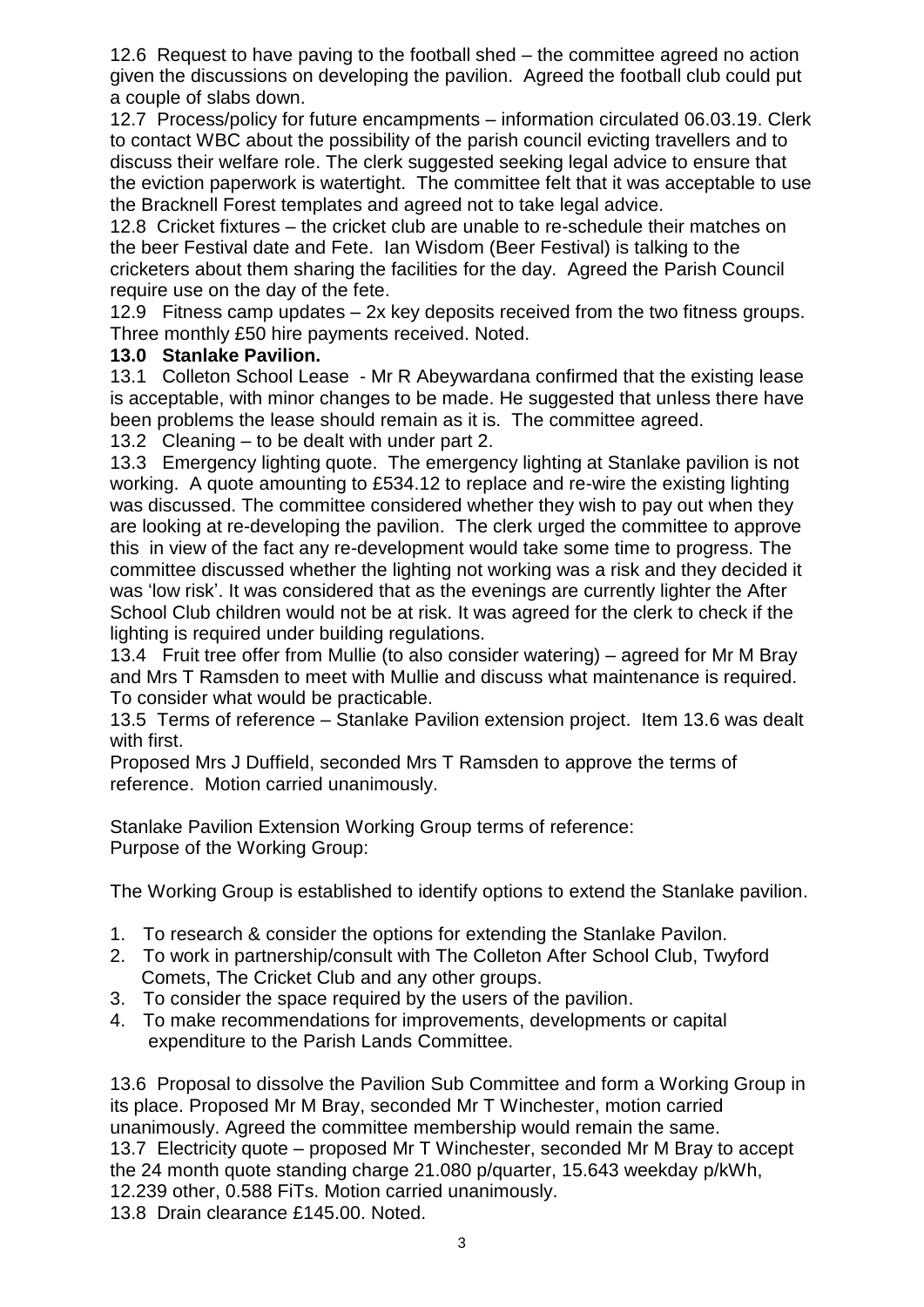12.6 Request to have paving to the football shed – the committee agreed no action given the discussions on developing the pavilion. Agreed the football club could put a couple of slabs down.

12.7 Process/policy for future encampments – information circulated 06.03.19. Clerk to contact WBC about the possibility of the parish council evicting travellers and to discuss their welfare role. The clerk suggested seeking legal advice to ensure that the eviction paperwork is watertight. The committee felt that it was acceptable to use the Bracknell Forest templates and agreed not to take legal advice.

12.8 Cricket fixtures – the cricket club are unable to re-schedule their matches on the beer Festival date and Fete. Ian Wisdom (Beer Festival) is talking to the cricketers about them sharing the facilities for the day. Agreed the Parish Council require use on the day of the fete.

12.9 Fitness camp updates – 2x key deposits received from the two fitness groups. Three monthly £50 hire payments received. Noted.

**13.0 Stanlake Pavilion.**

13.1 Colleton School Lease - Mr R Abeywardana confirmed that the existing lease is acceptable, with minor changes to be made. He suggested that unless there have been problems the lease should remain as it is. The committee agreed.

13.2 Cleaning – to be dealt with under part 2.

13.3 Emergency lighting quote. The emergency lighting at Stanlake pavilion is not working. A quote amounting to £534.12 to replace and re-wire the existing lighting was discussed. The committee considered whether they wish to pay out when they are looking at re-developing the pavilion. The clerk urged the committee to approve this in view of the fact any re-development would take some time to progress. The committee discussed whether the lighting not working was a risk and they decided it was 'low risk'. It was considered that as the evenings are currently lighter the After School Club children would not be at risk. It was agreed for the clerk to check if the lighting is required under building regulations.

13.4 Fruit tree offer from Mullie (to also consider watering) – agreed for Mr M Bray and Mrs T Ramsden to meet with Mullie and discuss what maintenance is required. To consider what would be practicable.

13.5 Terms of reference – Stanlake Pavilion extension project. Item 13.6 was dealt with first.

Proposed Mrs J Duffield, seconded Mrs T Ramsden to approve the terms of reference. Motion carried unanimously.

Stanlake Pavilion Extension Working Group terms of reference:
Purpose of the Working Group:

The Working Group is established to identify options to extend the Stanlake pavilion.

1. To research & consider the options for extending the Stanlake Pavilon.
2. To work in partnership/consult with The Colleton After School Club, Twyford Comets, The Cricket Club and any other groups.
3. To consider the space required by the users of the pavilion.
4. To make recommendations for improvements, developments or capital expenditure to the Parish Lands Committee.

13.6 Proposal to dissolve the Pavilion Sub Committee and form a Working Group in its place. Proposed Mr M Bray, seconded Mr T Winchester, motion carried unanimously. Agreed the committee membership would remain the same.

13.7 Electricity quote – proposed Mr T Winchester, seconded Mr M Bray to accept the 24 month quote standing charge 21.080 p/quarter, 15.643 weekday p/kWh, 12.239 other, 0.588 FiTs. Motion carried unanimously.

13.8 Drain clearance £145.00. Noted.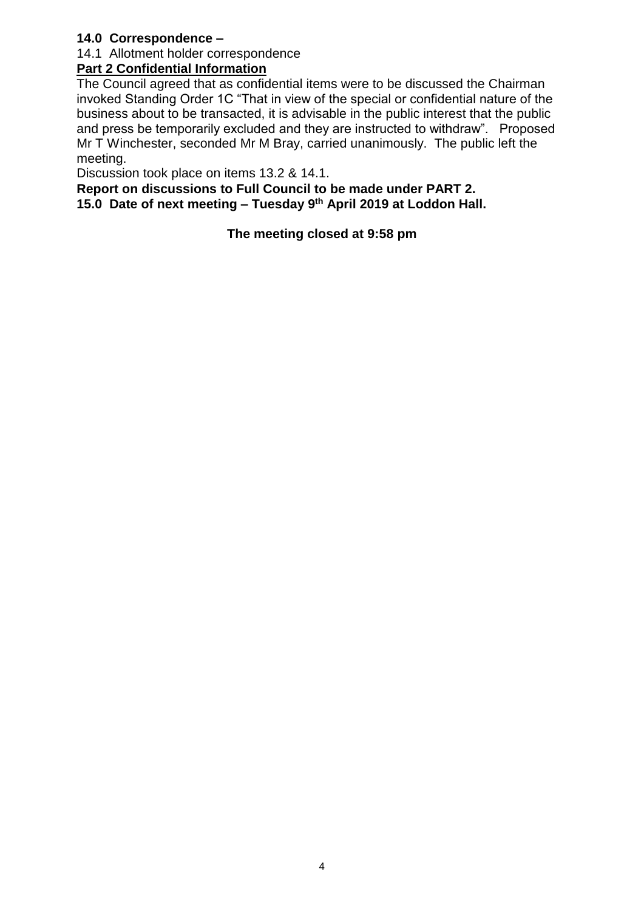**14.0 Correspondence –**

14.1 Allotment holder correspondence

**Part 2 Confidential Information**

The Council agreed that as confidential items were to be discussed the Chairman invoked Standing Order 1C "That in view of the special or confidential nature of the business about to be transacted, it is advisable in the public interest that the public and press be temporarily excluded and they are instructed to withdraw". Proposed Mr T Winchester, seconded Mr M Bray, carried unanimously. The public left the meeting.

Discussion took place on items 13.2 & 14.1.

**Report on discussions to Full Council to be made under PART 2.**

**15.0 Date of next meeting – Tuesday 9th April 2019 at Loddon Hall.**

**The meeting closed at 9:58 pm**